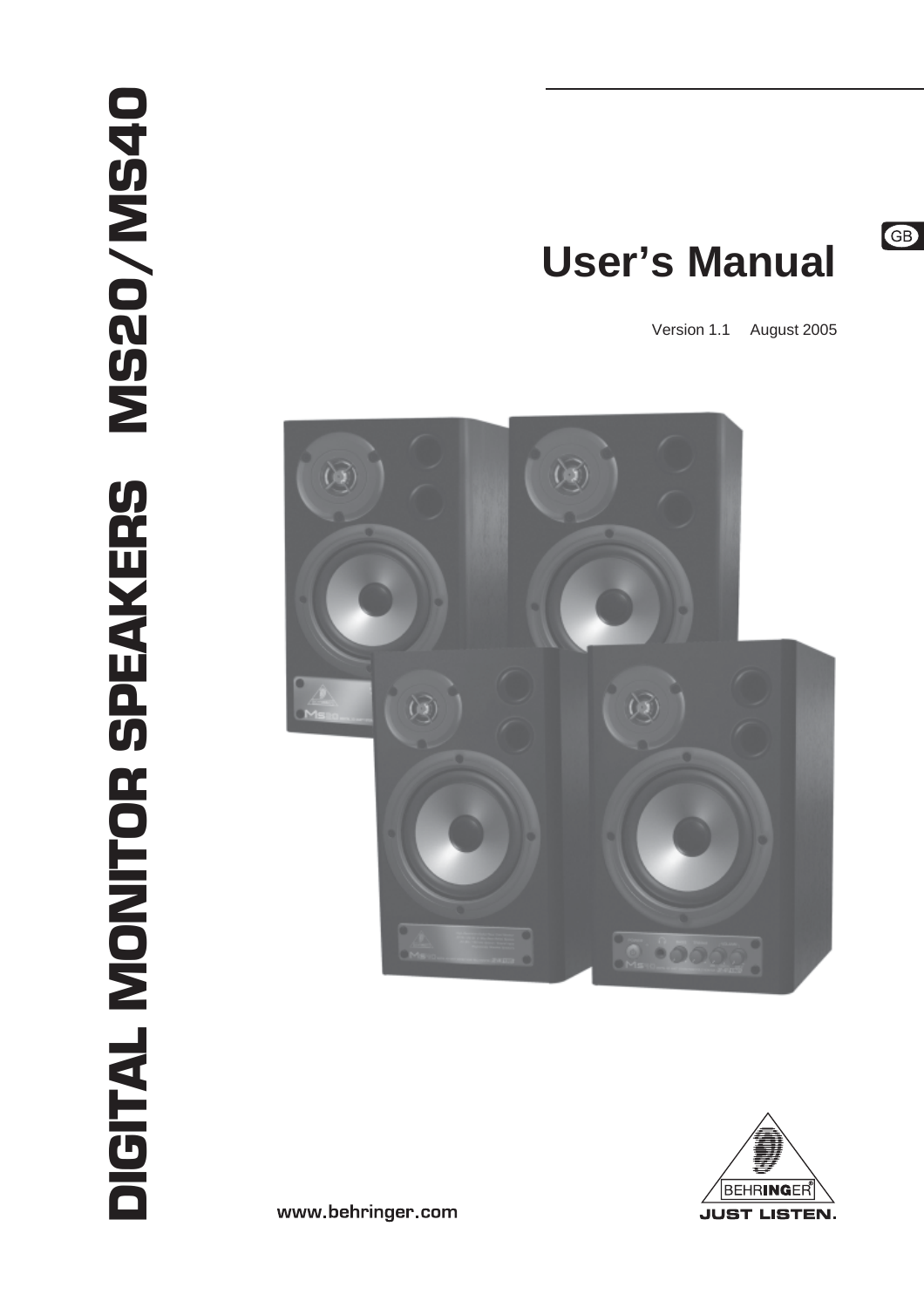# DIGITAL MONITOR SPEAKERS MS20/MS40

GB

# User's Manual

Version 1.1 August 2005

www.behringer.com

BEHRINGER

JUST LISTEN.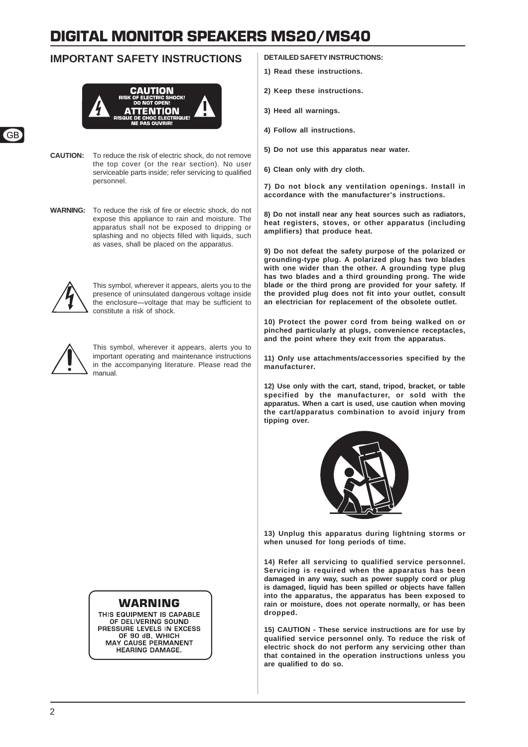# DIGITAL MONITOR SPEAKERS MS20/MS40

## IMPORTANT SAFETY INSTRUCTIONS

**CAUTION**
**RISK OF ELECTRIC SHOCK!**
**DO NOT OPEN!**
**ATTENTION**
**RISQUE DE CHOC ELECTRIQUE!**
**NE PAS OUVRIR!**

**CAUTION:** To reduce the risk of electric shock, do not remove the top cover (or the rear section). No user serviceable parts inside; refer servicing to qualified personnel.

**WARNING:** To reduce the risk of fire or electric shock, do not expose this appliance to rain and moisture. The apparatus shall not be exposed to dripping or splashing and no objects filled with liquids, such as vases, shall be placed on the apparatus.

This symbol, wherever it appears, alerts you to the presence of uninsulated dangerous voltage inside the enclosure—voltage that may be sufficient to constitute a risk of shock.

This symbol, wherever it appears, alerts you to important operating and maintenance instructions in the accompanying literature. Please read the manual.

**WARNING**
THIS EQUIPMENT IS CAPABLE OF DELIVERING SOUND PRESSURE LEVELS IN EXCESS OF 90 dB, WHICH MAY CAUSE PERMANENT HEARING DAMAGE.

**DETAILED SAFETY INSTRUCTIONS:**

**1) Read these instructions.**

**2) Keep these instructions.**

**3) Heed all warnings.**

**4) Follow all instructions.**

**5) Do not use this apparatus near water.**

**6) Clean only with dry cloth.**

**7) Do not block any ventilation openings. Install in accordance with the manufacturer's instructions.**

**8) Do not install near any heat sources such as radiators, heat registers, stoves, or other apparatus (including amplifiers) that produce heat.**

**9) Do not defeat the safety purpose of the polarized or grounding-type plug. A polarized plug has two blades with one wider than the other. A grounding type plug has two blades and a third grounding prong. The wide blade or the third prong are provided for your safety. If the provided plug does not fit into your outlet, consult an electrician for replacement of the obsolete outlet.**

**10) Protect the power cord from being walked on or pinched particularly at plugs, convenience receptacles, and the point where they exit from the apparatus.**

**11) Only use attachments/accessories specified by the manufacturer.**

**12) Use only with the cart, stand, tripod, bracket, or table specified by the manufacturer, or sold with the apparatus. When a cart is used, use caution when moving the cart/apparatus combination to avoid injury from tipping over.**

**13) Unplug this apparatus during lightning storms or when unused for long periods of time.**

**14) Refer all servicing to qualified service personnel. Servicing is required when the apparatus has been damaged in any way, such as power supply cord or plug is damaged, liquid has been spilled or objects have fallen into the apparatus, the apparatus has been exposed to rain or moisture, does not operate normally, or has been dropped.**

**15) CAUTION - These service instructions are for use by qualified service personnel only. To reduce the risk of electric shock do not perform any servicing other than that contained in the operation instructions unless you are qualified to do so.**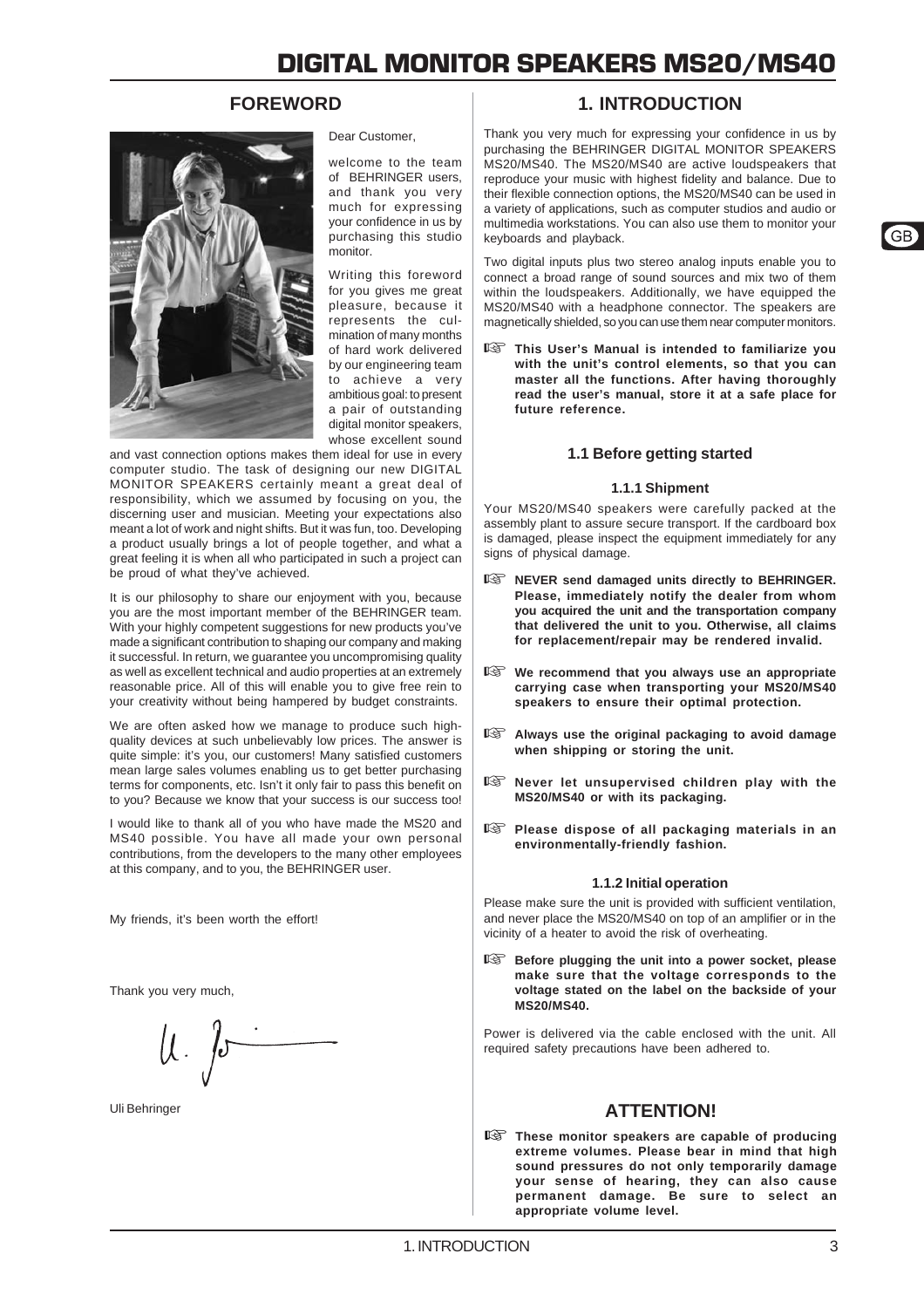# DIGITAL MONITOR SPEAKERS MS20/MS40

## FOREWORD

Dear Customer,

welcome to the team of BEHRINGER users, and thank you very much for expressing your confidence in us by purchasing this studio monitor.

Writing this foreword for you gives me great pleasure, because it represents the culmination of many months of hard work delivered by our engineering team to achieve a very ambitious goal: to present a pair of outstanding digital monitor speakers, whose excellent sound and vast connection options makes them ideal for use in every computer studio. The task of designing our new DIGITAL MONITOR SPEAKERS certainly meant a great deal of responsibility, which we assumed by focusing on you, the discerning user and musician. Meeting your expectations also meant a lot of work and night shifts. But it was fun, too. Developing a product usually brings a lot of people together, and what a great feeling it is when all who participated in such a project can be proud of what they've achieved.

It is our philosophy to share our enjoyment with you, because you are the most important member of the BEHRINGER team. With your highly competent suggestions for new products you've made a significant contribution to shaping our company and making it successful. In return, we guarantee you uncompromising quality as well as excellent technical and audio properties at an extremely reasonable price. All of this will enable you to give free rein to your creativity without being hampered by budget constraints.

We are often asked how we manage to produce such high-quality devices at such unbelievably low prices. The answer is quite simple: it's you, our customers! Many satisfied customers mean large sales volumes enabling us to get better purchasing terms for components, etc. Isn't it only fair to pass this benefit on to you? Because we know that your success is our success too!

I would like to thank all of you who have made the MS20 and MS40 possible. You have all made your own personal contributions, from the developers to the many other employees at this company, and to you, the BEHRINGER user.

My friends, it's been worth the effort!

Thank you very much,

Uli Behringer

## 1. INTRODUCTION

Thank you very much for expressing your confidence in us by purchasing the BEHRINGER DIGITAL MONITOR SPEAKERS MS20/MS40. The MS20/MS40 are active loudspeakers that reproduce your music with highest fidelity and balance. Due to their flexible connection options, the MS20/MS40 can be used in a variety of applications, such as computer studios and audio or multimedia workstations. You can also use them to monitor your keyboards and playback.

Two digital inputs plus two stereo analog inputs enable you to connect a broad range of sound sources and mix two of them within the loudspeakers. Additionally, we have equipped the MS20/MS40 with a headphone connector. The speakers are magnetically shielded, so you can use them near computer monitors.

☞ **This User's Manual is intended to familiarize you with the unit's control elements, so that you can master all the functions. After having thoroughly read the user's manual, store it at a safe place for future reference.**

### 1.1 Before getting started

#### 1.1.1 Shipment

Your MS20/MS40 speakers were carefully packed at the assembly plant to assure secure transport. If the cardboard box is damaged, please inspect the equipment immediately for any signs of physical damage.

☞ **NEVER send damaged units directly to BEHRINGER. Please, immediately notify the dealer from whom you acquired the unit and the transportation company that delivered the unit to you. Otherwise, all claims for replacement/repair may be rendered invalid.**

☞ **We recommend that you always use an appropriate carrying case when transporting your MS20/MS40 speakers to ensure their optimal protection.**

☞ **Always use the original packaging to avoid damage when shipping or storing the unit.**

☞ **Never let unsupervised children play with the MS20/MS40 or with its packaging.**

☞ **Please dispose of all packaging materials in an environmentally-friendly fashion.**

#### 1.1.2 Initial operation

Please make sure the unit is provided with sufficient ventilation, and never place the MS20/MS40 on top of an amplifier or in the vicinity of a heater to avoid the risk of overheating.

☞ **Before plugging the unit into a power socket, please make sure that the voltage corresponds to the voltage stated on the label on the backside of your MS20/MS40.**

Power is delivered via the cable enclosed with the unit. All required safety precautions have been adhered to.

## ATTENTION!

☞ **These monitor speakers are capable of producing extreme volumes. Please bear in mind that high sound pressures do not only temporarily damage your sense of hearing, they can also cause permanent damage. Be sure to select an appropriate volume level.**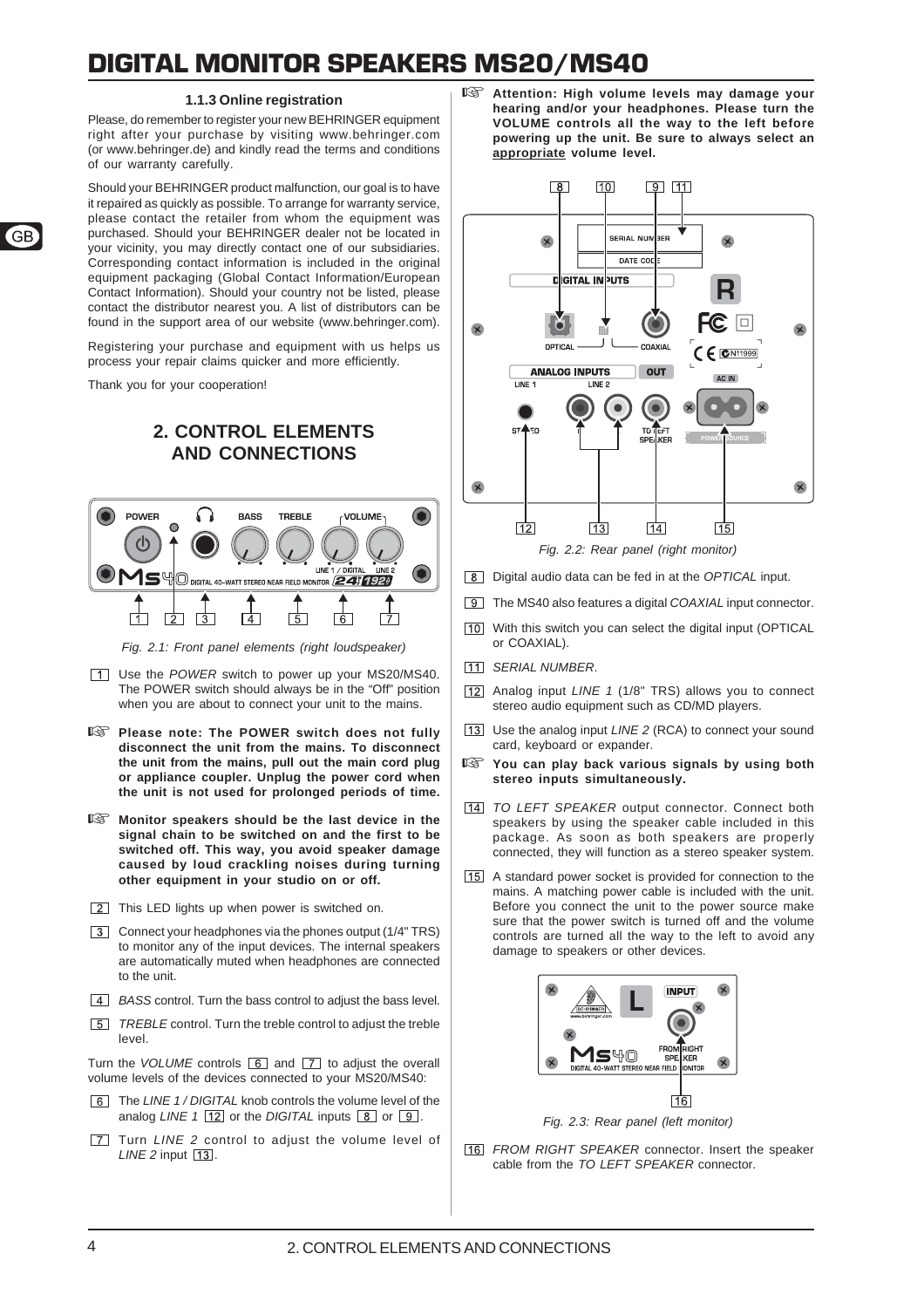### 1.1.3 Online registration

Please, do remember to register your new BEHRINGER equipment right after your purchase by visiting www.behringer.com (or www.behringer.de) and kindly read the terms and conditions of our warranty carefully.

Should your BEHRINGER product malfunction, our goal is to have it repaired as quickly as possible. To arrange for warranty service, please contact the retailer from whom the equipment was purchased. Should your BEHRINGER dealer not be located in your vicinity, you may directly contact one of our subsidiaries. Corresponding contact information is included in the original equipment packaging (Global Contact Information/European Contact Information). Should your country not be listed, please contact the distributor nearest you. A list of distributors can be found in the support area of our website (www.behringer.com).

Registering your purchase and equipment with us helps us process your repair claims quicker and more efficiently.

Thank you for your cooperation!

## 2. CONTROL ELEMENTS AND CONNECTIONS

Fig. 2.1: Front panel elements (right loudspeaker)

[1] Use the *POWER* switch to power up your MS20/MS40. The POWER switch should always be in the "Off" position when you are about to connect your unit to the mains.

☞ **Please note: The POWER switch does not fully disconnect the unit from the mains. To disconnect the unit from the mains, pull out the main cord plug or appliance coupler. Unplug the power cord when the unit is not used for prolonged periods of time.**

☞ **Monitor speakers should be the last device in the signal chain to be switched on and the first to be switched off. This way, you avoid speaker damage caused by loud crackling noises during turning other equipment in your studio on or off.**

[2] This LED lights up when power is switched on.

[3] Connect your headphones via the phones output (1/4" TRS) to monitor any of the input devices. The internal speakers are automatically muted when headphones are connected to the unit.

[4] *BASS* control. Turn the bass control to adjust the bass level.

[5] *TREBLE* control. Turn the treble control to adjust the treble level.

Turn the *VOLUME* controls [6] and [7] to adjust the overall volume levels of the devices connected to your MS20/MS40:

[6] The *LINE 1 / DIGITAL* knob controls the volume level of the analog *LINE 1* [12] or the *DIGITAL* inputs [8] or [9].

[7] Turn *LINE 2* control to adjust the volume level of *LINE 2* input [13].

☞ **Attention: High volume levels may damage your hearing and/or your headphones. Please turn the VOLUME controls all the way to the left before powering up the unit. Be sure to always select an <u>appropriate</u> volume level.**

Fig. 2.2: Rear panel (right monitor)

[8] Digital audio data can be fed in at the *OPTICAL* input.

[9] The MS40 also features a digital *COAXIAL* input connector.

[10] With this switch you can select the digital input (OPTICAL or COAXIAL).

[11] *SERIAL NUMBER*.

[12] Analog input *LINE 1* (1/8" TRS) allows you to connect stereo audio equipment such as CD/MD players.

[13] Use the analog input *LINE 2* (RCA) to connect your sound card, keyboard or expander.

☞ **You can play back various signals by using both stereo inputs simultaneously.**

[14] *TO LEFT SPEAKER* output connector. Connect both speakers by using the speaker cable included in this package. As soon as both speakers are properly connected, they will function as a stereo speaker system.

[15] A standard power socket is provided for connection to the mains. A matching power cable is included with the unit. Before you connect the unit to the power source make sure that the power switch is turned off and the volume controls are turned all the way to the left to avoid any damage to speakers or other devices.

Fig. 2.3: Rear panel (left monitor)

[16] *FROM RIGHT SPEAKER* connector. Insert the speaker cable from the *TO LEFT SPEAKER* connector.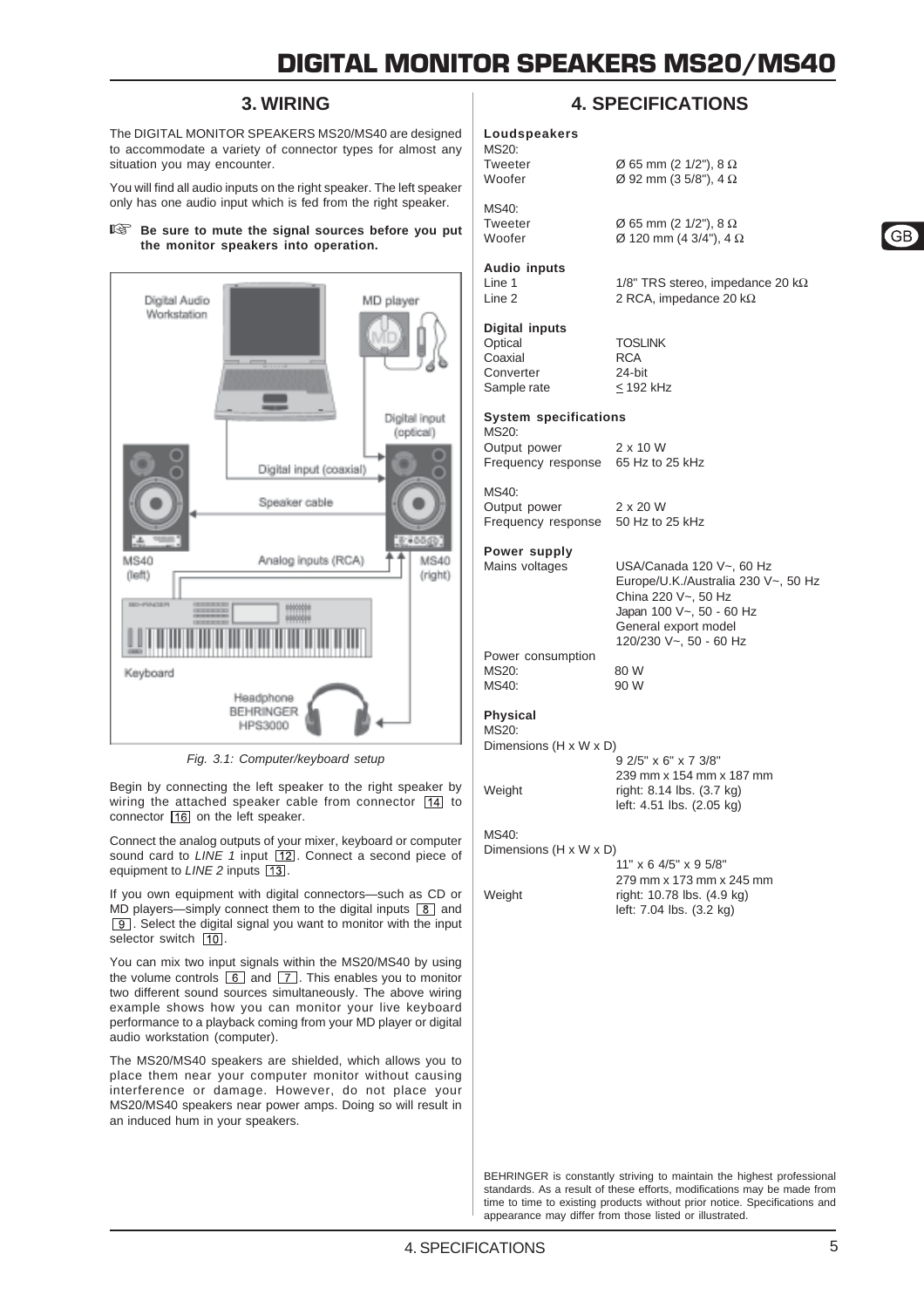## 3. WIRING

The DIGITAL MONITOR SPEAKERS MS20/MS40 are designed to accommodate a variety of connector types for almost any situation you may encounter.

You will find all audio inputs on the right speaker. The left speaker only has one audio input which is fed from the right speaker.

☞ **Be sure to mute the signal sources before you put the monitor speakers into operation.**

*Fig. 3.1: Computer/keyboard setup*

Begin by connecting the left speaker to the right speaker by wiring the attached speaker cable from connector [14] to connector [16] on the left speaker.

Connect the analog outputs of your mixer, keyboard or computer sound card to *LINE 1* input [12]. Connect a second piece of equipment to *LINE 2* inputs [13].

If you own equipment with digital connectors—such as CD or MD players—simply connect them to the digital inputs [8] and [9]. Select the digital signal you want to monitor with the input selector switch [10].

You can mix two input signals within the MS20/MS40 by using the volume controls [6] and [7]. This enables you to monitor two different sound sources simultaneously. The above wiring example shows how you can monitor your live keyboard performance to a playback coming from your MD player or digital audio workstation (computer).

The MS20/MS40 speakers are shielded, which allows you to place them near your computer monitor without causing interference or damage. However, do not place your MS20/MS40 speakers near power amps. Doing so will result in an induced hum in your speakers.

## 4. SPECIFICATIONS

**Loudspeakers**

MS20:

| | |
|---|---|
| Tweeter | Ø 65 mm (2 1/2"), 8 Ω |
| Woofer | Ø 92 mm (3 5/8"), 4 Ω |

MS40:

| | |
|---|---|
| Tweeter | Ø 65 mm (2 1/2"), 8 Ω |
| Woofer | Ø 120 mm (4 3/4"), 4 Ω |

**Audio inputs**

| | |
|---|---|
| Line 1 | 1/8" TRS stereo, impedance 20 kΩ |
| Line 2 | 2 RCA, impedance 20 kΩ |

**Digital inputs**

| | |
|---|---|
| Optical | TOSLINK |
| Coaxial | RCA |
| Converter | 24-bit |
| Sample rate | ≤ 192 kHz |

**System specifications**

MS20:

| | |
|---|---|
| Output power | 2 x 10 W |
| Frequency response | 65 Hz to 25 kHz |

MS40:

| | |
|---|---|
| Output power | 2 x 20 W |
| Frequency response | 50 Hz to 25 kHz |

**Power supply**

| | |
|---|---|
| Mains voltages | USA/Canada 120 V~, 60 Hz<br>Europe/U.K./Australia 230 V~, 50 Hz<br>China 220 V~, 50 Hz<br>Japan 100 V~, 50 - 60 Hz<br>General export model<br>120/230 V~, 50 - 60 Hz |
| Power consumption | |
| MS20: | 80 W |
| MS40: | 90 W |

**Physical**

MS20:

| | |
|---|---|
| Dimensions (H x W x D) | 9 2/5" x 6" x 7 3/8"<br>239 mm x 154 mm x 187 mm |
| Weight | right: 8.14 lbs. (3.7 kg)<br>left: 4.51 lbs. (2.05 kg) |

MS40:

| | |
|---|---|
| Dimensions (H x W x D) | 11" x 6 4/5" x 9 5/8"<br>279 mm x 173 mm x 245 mm |
| Weight | right: 10.78 lbs. (4.9 kg)<br>left: 7.04 lbs. (3.2 kg) |

BEHRINGER is constantly striving to maintain the highest professional standards. As a result of these efforts, modifications may be made from time to time to existing products without prior notice. Specifications and appearance may differ from those listed or illustrated.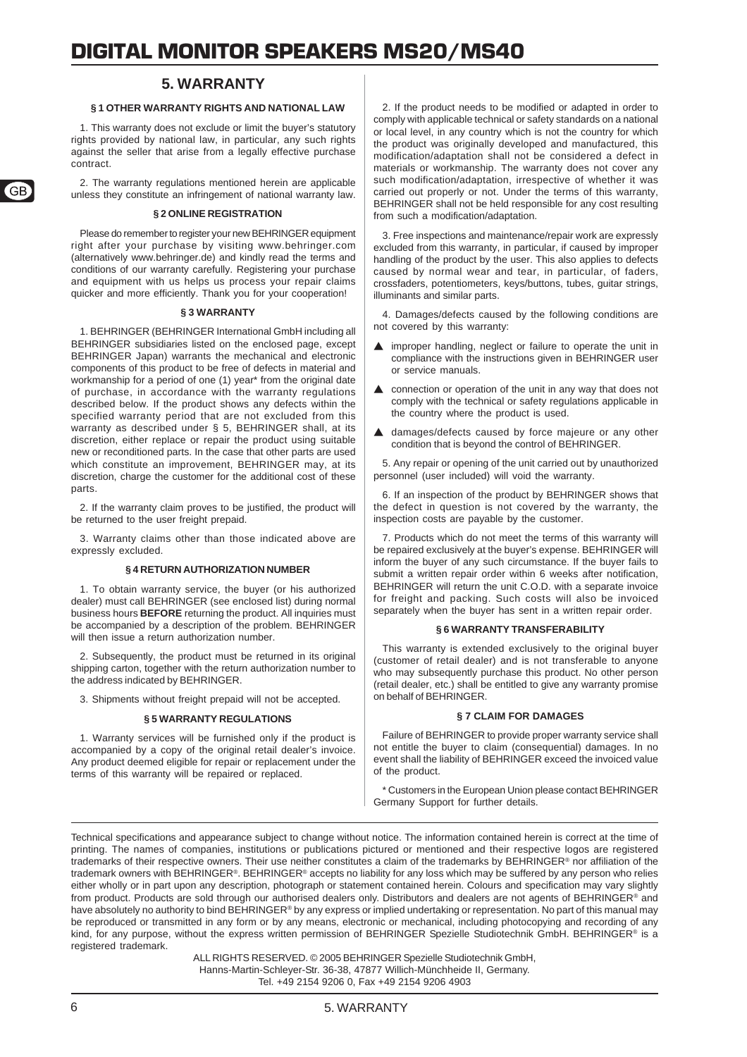# DIGITAL MONITOR SPEAKERS MS20/MS40

## 5. WARRANTY

### § 1 OTHER WARRANTY RIGHTS AND NATIONAL LAW

1. This warranty does not exclude or limit the buyer's statutory rights provided by national law, in particular, any such rights against the seller that arise from a legally effective purchase contract.

2. The warranty regulations mentioned herein are applicable unless they constitute an infringement of national warranty law.

### § 2 ONLINE REGISTRATION

Please do remember to register your new BEHRINGER equipment right after your purchase by visiting www.behringer.com (alternatively www.behringer.de) and kindly read the terms and conditions of our warranty carefully. Registering your purchase and equipment with us helps us process your repair claims quicker and more efficiently. Thank you for your cooperation!

### § 3 WARRANTY

1. BEHRINGER (BEHRINGER International GmbH including all BEHRINGER subsidiaries listed on the enclosed page, except BEHRINGER Japan) warrants the mechanical and electronic components of this product to be free of defects in material and workmanship for a period of one (1) year* from the original date of purchase, in accordance with the warranty regulations described below. If the product shows any defects within the specified warranty period that are not excluded from this warranty as described under § 5, BEHRINGER shall, at its discretion, either replace or repair the product using suitable new or reconditioned parts. In the case that other parts are used which constitute an improvement, BEHRINGER may, at its discretion, charge the customer for the additional cost of these parts.

2. If the warranty claim proves to be justified, the product will be returned to the user freight prepaid.

3. Warranty claims other than those indicated above are expressly excluded.

### § 4 RETURN AUTHORIZATION NUMBER

1. To obtain warranty service, the buyer (or his authorized dealer) must call BEHRINGER (see enclosed list) during normal business hours **BEFORE** returning the product. All inquiries must be accompanied by a description of the problem. BEHRINGER will then issue a return authorization number.

2. Subsequently, the product must be returned in its original shipping carton, together with the return authorization number to the address indicated by BEHRINGER.

3. Shipments without freight prepaid will not be accepted.

### § 5 WARRANTY REGULATIONS

1. Warranty services will be furnished only if the product is accompanied by a copy of the original retail dealer's invoice. Any product deemed eligible for repair or replacement under the terms of this warranty will be repaired or replaced.

2. If the product needs to be modified or adapted in order to comply with applicable technical or safety standards on a national or local level, in any country which is not the country for which the product was originally developed and manufactured, this modification/adaptation shall not be considered a defect in materials or workmanship. The warranty does not cover any such modification/adaptation, irrespective of whether it was carried out properly or not. Under the terms of this warranty, BEHRINGER shall not be held responsible for any cost resulting from such a modification/adaptation.

3. Free inspections and maintenance/repair work are expressly excluded from this warranty, in particular, if caused by improper handling of the product by the user. This also applies to defects caused by normal wear and tear, in particular, of faders, crossfaders, potentiometers, keys/buttons, tubes, guitar strings, illuminants and similar parts.

4. Damages/defects caused by the following conditions are not covered by this warranty:

- improper handling, neglect or failure to operate the unit in compliance with the instructions given in BEHRINGER user or service manuals.
- connection or operation of the unit in any way that does not comply with the technical or safety regulations applicable in the country where the product is used.
- damages/defects caused by force majeure or any other condition that is beyond the control of BEHRINGER.

5. Any repair or opening of the unit carried out by unauthorized personnel (user included) will void the warranty.

6. If an inspection of the product by BEHRINGER shows that the defect in question is not covered by the warranty, the inspection costs are payable by the customer.

7. Products which do not meet the terms of this warranty will be repaired exclusively at the buyer's expense. BEHRINGER will inform the buyer of any such circumstance. If the buyer fails to submit a written repair order within 6 weeks after notification, BEHRINGER will return the unit C.O.D. with a separate invoice for freight and packing. Such costs will also be invoiced separately when the buyer has sent in a written repair order.

### § 6 WARRANTY TRANSFERABILITY

This warranty is extended exclusively to the original buyer (customer of retail dealer) and is not transferable to anyone who may subsequently purchase this product. No other person (retail dealer, etc.) shall be entitled to give any warranty promise on behalf of BEHRINGER.

### § 7 CLAIM FOR DAMAGES

Failure of BEHRINGER to provide proper warranty service shall not entitle the buyer to claim (consequential) damages. In no event shall the liability of BEHRINGER exceed the invoiced value of the product.

\* Customers in the European Union please contact BEHRINGER Germany Support for further details.

---

Technical specifications and appearance subject to change without notice. The information contained herein is correct at the time of printing. The names of companies, institutions or publications pictured or mentioned and their respective logos are registered trademarks of their respective owners. Their use neither constitutes a claim of the trademarks by BEHRINGER® nor affiliation of the trademark owners with BEHRINGER®. BEHRINGER® accepts no liability for any loss which may be suffered by any person who relies either wholly or in part upon any description, photograph or statement contained herein. Colours and specification may vary slightly from product. Products are sold through our authorised dealers only. Distributors and dealers are not agents of BEHRINGER® and have absolutely no authority to bind BEHRINGER® by any express or implied undertaking or representation. No part of this manual may be reproduced or transmitted in any form or by any means, electronic or mechanical, including photocopying and recording of any kind, for any purpose, without the express written permission of BEHRINGER Spezielle Studiotechnik GmbH. BEHRINGER® is a registered trademark.

ALL RIGHTS RESERVED. © 2005 BEHRINGER Spezielle Studiotechnik GmbH,
Hanns-Martin-Schleyer-Str. 36-38, 47877 Willich-Münchheide II, Germany.
Tel. +49 2154 9206 0, Fax +49 2154 9206 4903